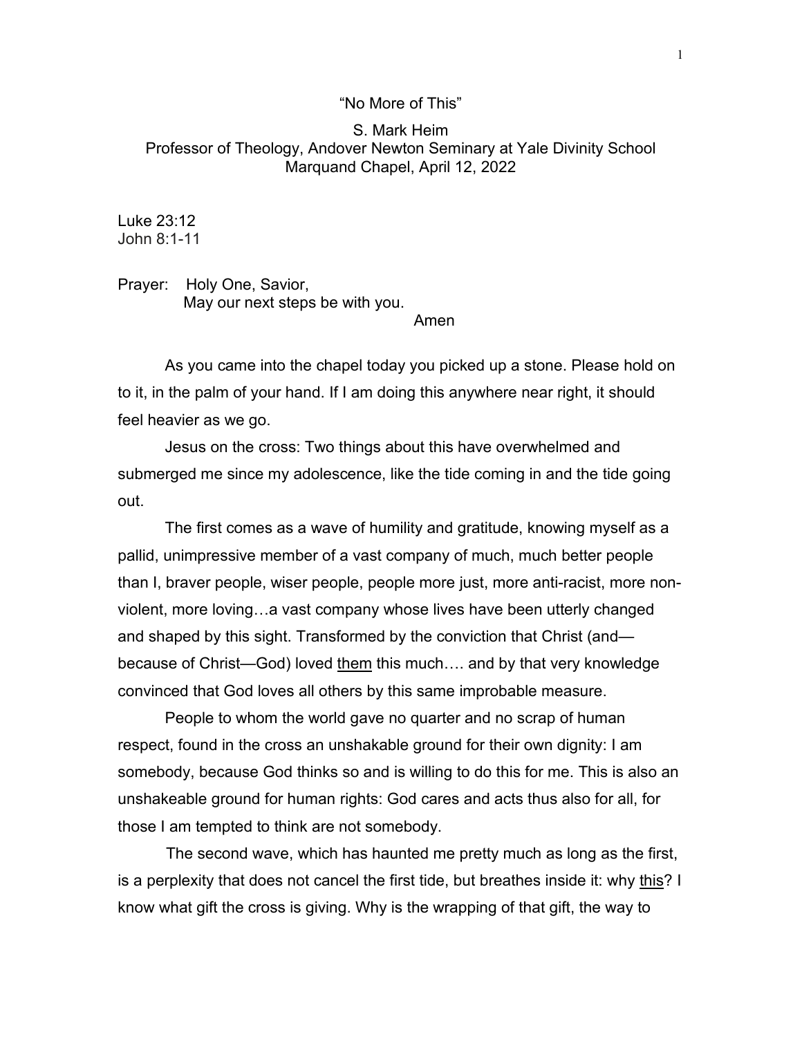# "No More of This"

S. Mark Heim
Professor of Theology, Andover Newton Seminary at Yale Divinity School
Marquand Chapel, April 12, 2022

Luke 23:12
John 8:1-11

Prayer: Holy One, Savior,
May our next steps be with you.
Amen

As you came into the chapel today you picked up a stone. Please hold on to it, in the palm of your hand. If I am doing this anywhere near right, it should feel heavier as we go.

Jesus on the cross: Two things about this have overwhelmed and submerged me since my adolescence, like the tide coming in and the tide going out.

The first comes as a wave of humility and gratitude, knowing myself as a pallid, unimpressive member of a vast company of much, much better people than I, braver people, wiser people, people more just, more anti-racist, more non-violent, more loving…a vast company whose lives have been utterly changed and shaped by this sight. Transformed by the conviction that Christ (and—because of Christ—God) loved <u>them</u> this much…. and by that very knowledge convinced that God loves all others by this same improbable measure.

People to whom the world gave no quarter and no scrap of human respect, found in the cross an unshakable ground for their own dignity: I am somebody, because God thinks so and is willing to do this for me. This is also an unshakeable ground for human rights: God cares and acts thus also for all, for those I am tempted to think are not somebody.

The second wave, which has haunted me pretty much as long as the first, is a perplexity that does not cancel the first tide, but breathes inside it: why <u>this</u>? I know what gift the cross is giving. Why is the wrapping of that gift, the way to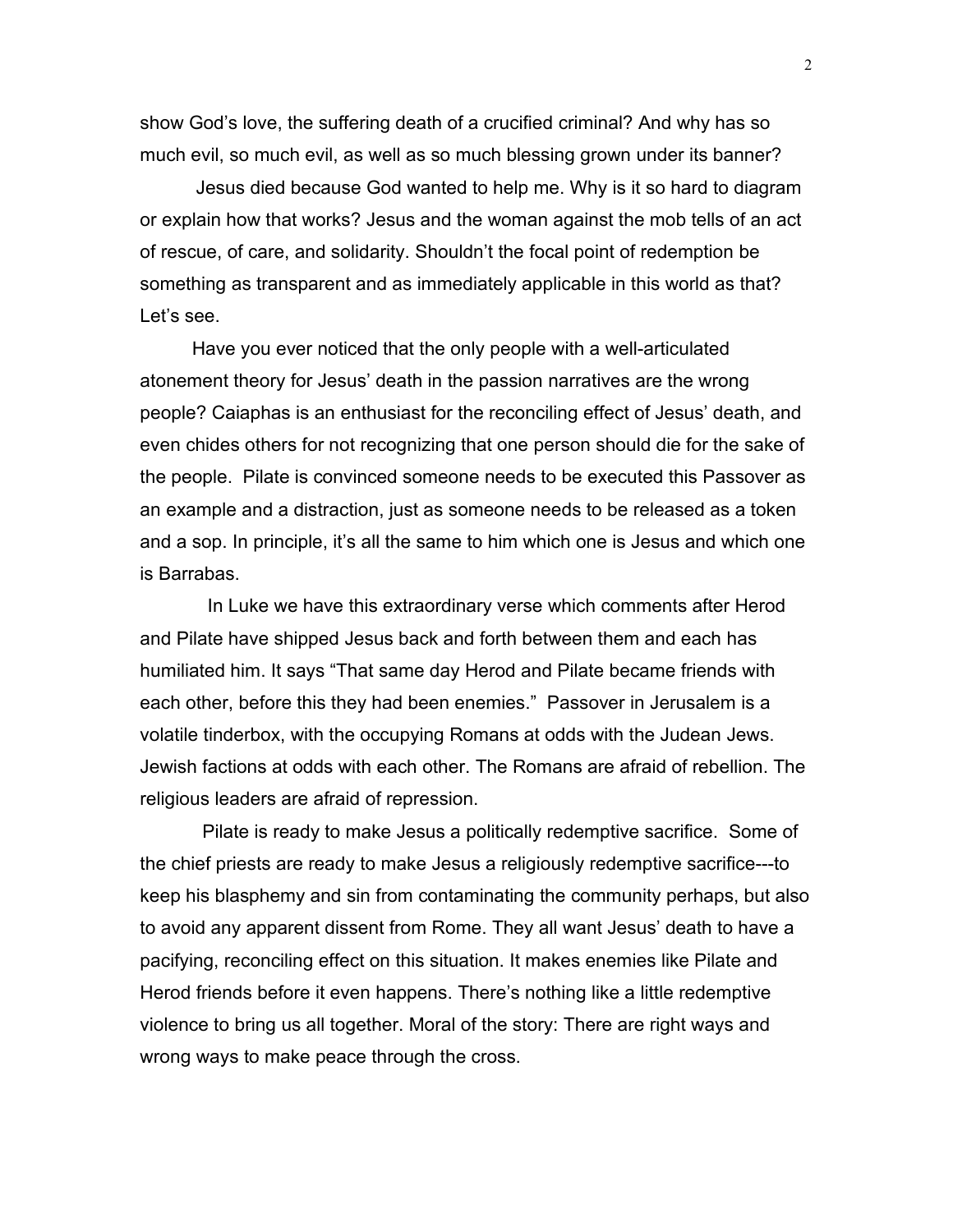show God's love, the suffering death of a crucified criminal? And why has so much evil, so much evil, as well as so much blessing grown under its banner?

Jesus died because God wanted to help me. Why is it so hard to diagram or explain how that works? Jesus and the woman against the mob tells of an act of rescue, of care, and solidarity. Shouldn't the focal point of redemption be something as transparent and as immediately applicable in this world as that? Let's see.

Have you ever noticed that the only people with a well-articulated atonement theory for Jesus' death in the passion narratives are the wrong people? Caiaphas is an enthusiast for the reconciling effect of Jesus' death, and even chides others for not recognizing that one person should die for the sake of the people. Pilate is convinced someone needs to be executed this Passover as an example and a distraction, just as someone needs to be released as a token and a sop. In principle, it's all the same to him which one is Jesus and which one is Barrabas.

In Luke we have this extraordinary verse which comments after Herod and Pilate have shipped Jesus back and forth between them and each has humiliated him. It says "That same day Herod and Pilate became friends with each other, before this they had been enemies." Passover in Jerusalem is a volatile tinderbox, with the occupying Romans at odds with the Judean Jews. Jewish factions at odds with each other. The Romans are afraid of rebellion. The religious leaders are afraid of repression.

Pilate is ready to make Jesus a politically redemptive sacrifice. Some of the chief priests are ready to make Jesus a religiously redemptive sacrifice---to keep his blasphemy and sin from contaminating the community perhaps, but also to avoid any apparent dissent from Rome. They all want Jesus' death to have a pacifying, reconciling effect on this situation. It makes enemies like Pilate and Herod friends before it even happens. There's nothing like a little redemptive violence to bring us all together. Moral of the story: There are right ways and wrong ways to make peace through the cross.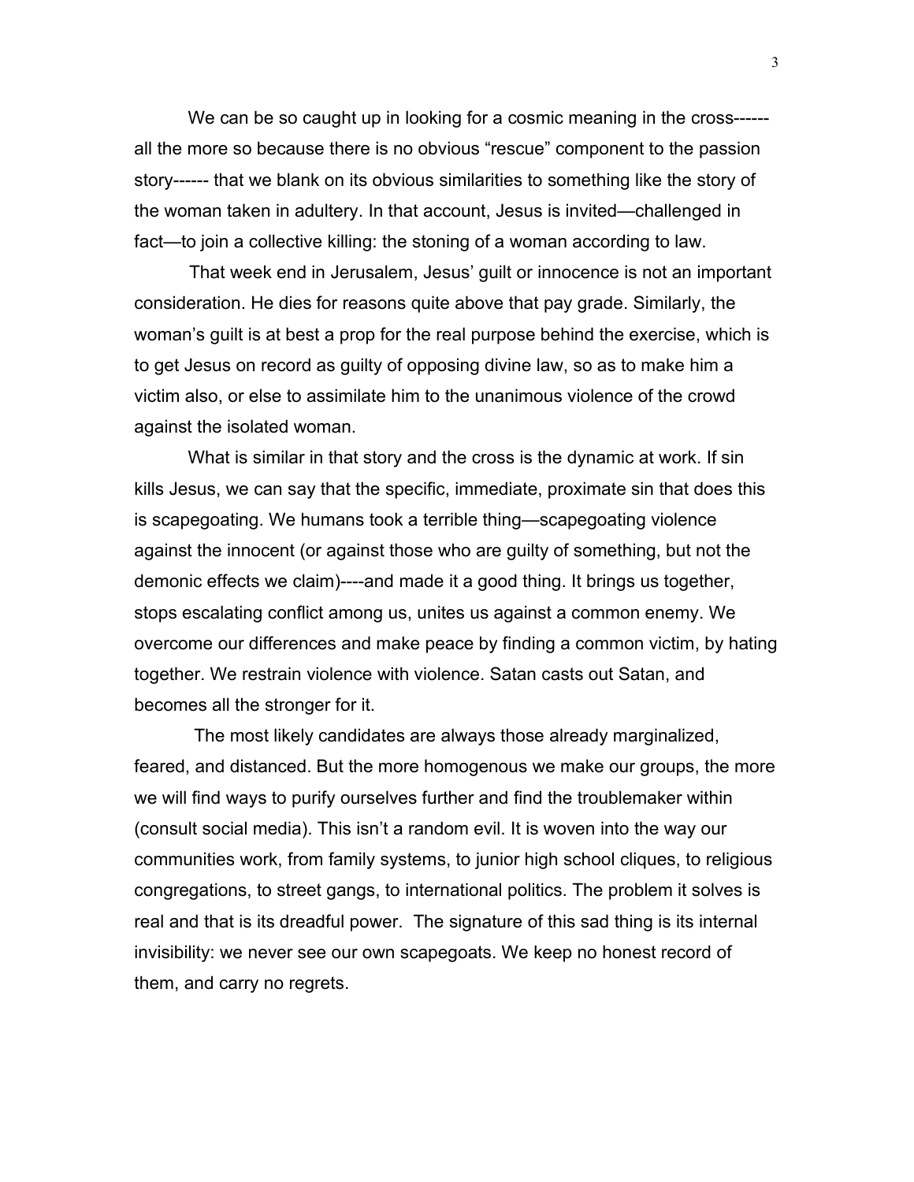We can be so caught up in looking for a cosmic meaning in the cross------ all the more so because there is no obvious “rescue” component to the passion story------ that we blank on its obvious similarities to something like the story of the woman taken in adultery. In that account, Jesus is invited—challenged in fact—to join a collective killing: the stoning of a woman according to law.

That week end in Jerusalem, Jesus’ guilt or innocence is not an important consideration. He dies for reasons quite above that pay grade. Similarly, the woman’s guilt is at best a prop for the real purpose behind the exercise, which is to get Jesus on record as guilty of opposing divine law, so as to make him a victim also, or else to assimilate him to the unanimous violence of the crowd against the isolated woman.

What is similar in that story and the cross is the dynamic at work. If sin kills Jesus, we can say that the specific, immediate, proximate sin that does this is scapegoating. We humans took a terrible thing—scapegoating violence against the innocent (or against those who are guilty of something, but not the demonic effects we claim)----and made it a good thing. It brings us together, stops escalating conflict among us, unites us against a common enemy. We overcome our differences and make peace by finding a common victim, by hating together. We restrain violence with violence. Satan casts out Satan, and becomes all the stronger for it.

The most likely candidates are always those already marginalized, feared, and distanced. But the more homogenous we make our groups, the more we will find ways to purify ourselves further and find the troublemaker within (consult social media). This isn’t a random evil. It is woven into the way our communities work, from family systems, to junior high school cliques, to religious congregations, to street gangs, to international politics. The problem it solves is real and that is its dreadful power. The signature of this sad thing is its internal invisibility: we never see our own scapegoats. We keep no honest record of them, and carry no regrets.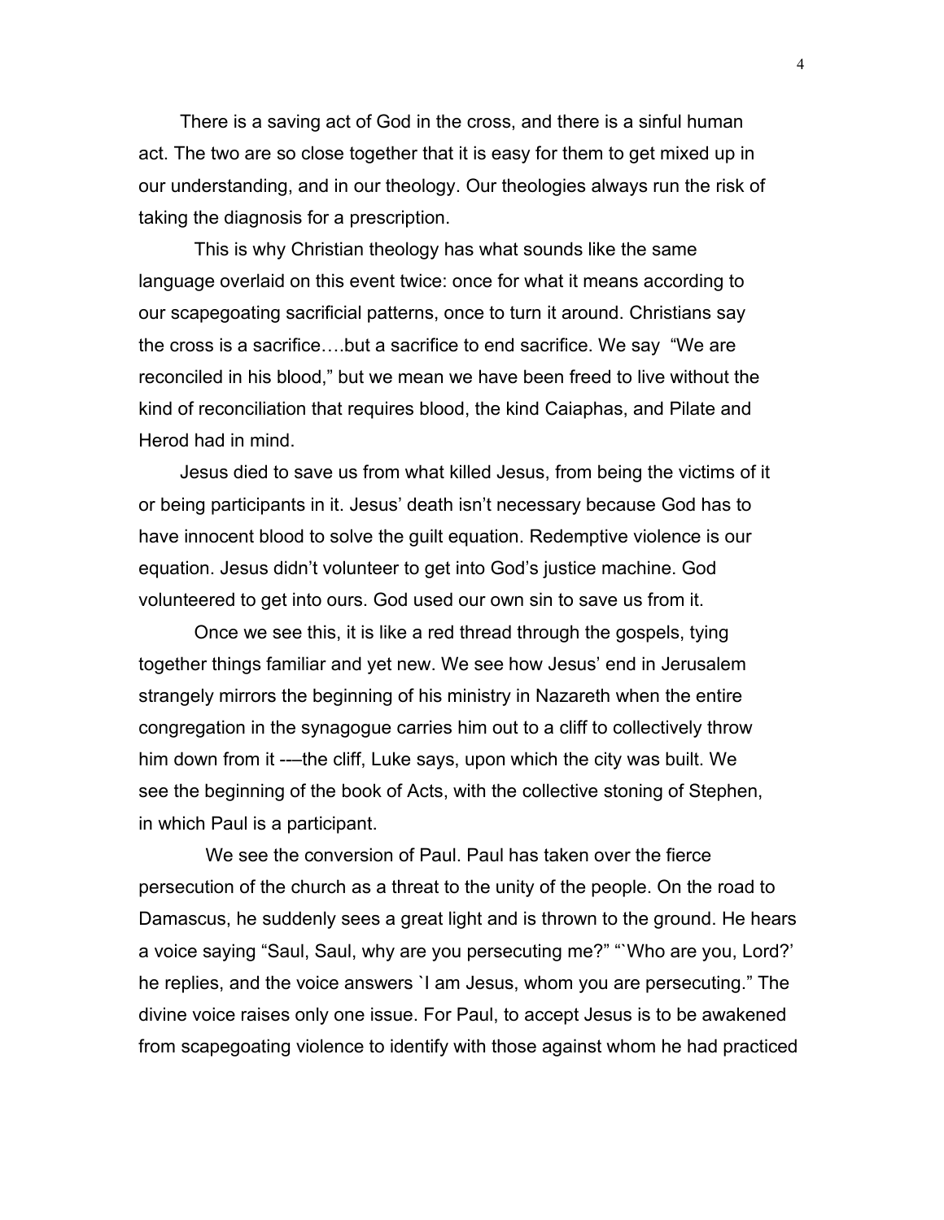There is a saving act of God in the cross, and there is a sinful human act. The two are so close together that it is easy for them to get mixed up in our understanding, and in our theology. Our theologies always run the risk of taking the diagnosis for a prescription.

This is why Christian theology has what sounds like the same language overlaid on this event twice: once for what it means according to our scapegoating sacrificial patterns, once to turn it around. Christians say the cross is a sacrifice….but a sacrifice to end sacrifice. We say "We are reconciled in his blood," but we mean we have been freed to live without the kind of reconciliation that requires blood, the kind Caiaphas, and Pilate and Herod had in mind.

Jesus died to save us from what killed Jesus, from being the victims of it or being participants in it. Jesus' death isn't necessary because God has to have innocent blood to solve the guilt equation. Redemptive violence is our equation. Jesus didn't volunteer to get into God's justice machine. God volunteered to get into ours. God used our own sin to save us from it.

Once we see this, it is like a red thread through the gospels, tying together things familiar and yet new. We see how Jesus' end in Jerusalem strangely mirrors the beginning of his ministry in Nazareth when the entire congregation in the synagogue carries him out to a cliff to collectively throw him down from it -––the cliff, Luke says, upon which the city was built. We see the beginning of the book of Acts, with the collective stoning of Stephen, in which Paul is a participant.

We see the conversion of Paul. Paul has taken over the fierce persecution of the church as a threat to the unity of the people. On the road to Damascus, he suddenly sees a great light and is thrown to the ground. He hears a voice saying "Saul, Saul, why are you persecuting me?" "`Who are you, Lord?' he replies, and the voice answers `I am Jesus, whom you are persecuting." The divine voice raises only one issue. For Paul, to accept Jesus is to be awakened from scapegoating violence to identify with those against whom he had practiced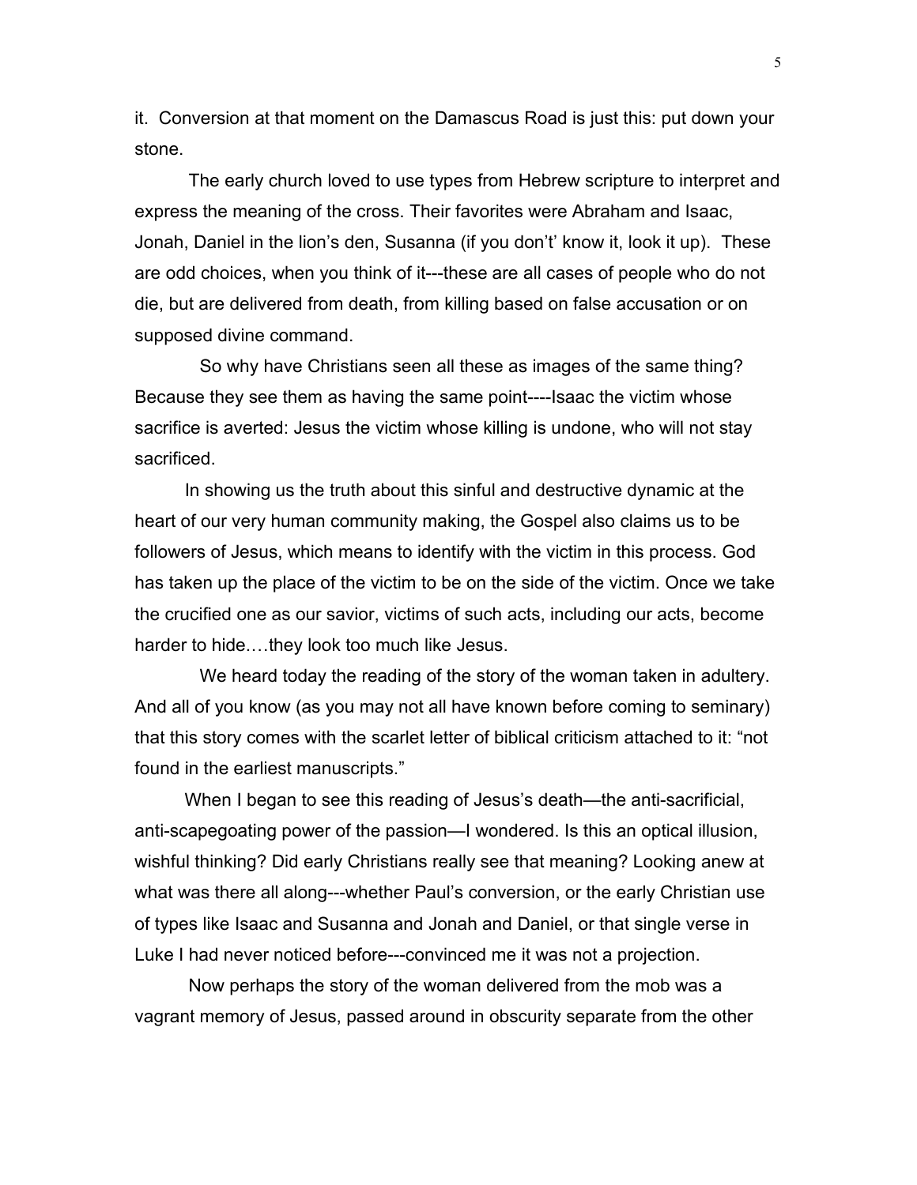it. Conversion at that moment on the Damascus Road is just this: put down your stone.

The early church loved to use types from Hebrew scripture to interpret and express the meaning of the cross. Their favorites were Abraham and Isaac, Jonah, Daniel in the lion's den, Susanna (if you don't' know it, look it up). These are odd choices, when you think of it---these are all cases of people who do not die, but are delivered from death, from killing based on false accusation or on supposed divine command.

So why have Christians seen all these as images of the same thing? Because they see them as having the same point----Isaac the victim whose sacrifice is averted: Jesus the victim whose killing is undone, who will not stay sacrificed.

In showing us the truth about this sinful and destructive dynamic at the heart of our very human community making, the Gospel also claims us to be followers of Jesus, which means to identify with the victim in this process. God has taken up the place of the victim to be on the side of the victim. Once we take the crucified one as our savior, victims of such acts, including our acts, become harder to hide….they look too much like Jesus.

We heard today the reading of the story of the woman taken in adultery. And all of you know (as you may not all have known before coming to seminary) that this story comes with the scarlet letter of biblical criticism attached to it: "not found in the earliest manuscripts."

When I began to see this reading of Jesus's death—the anti-sacrificial, anti-scapegoating power of the passion—I wondered. Is this an optical illusion, wishful thinking? Did early Christians really see that meaning? Looking anew at what was there all along---whether Paul's conversion, or the early Christian use of types like Isaac and Susanna and Jonah and Daniel, or that single verse in Luke I had never noticed before---convinced me it was not a projection.

Now perhaps the story of the woman delivered from the mob was a vagrant memory of Jesus, passed around in obscurity separate from the other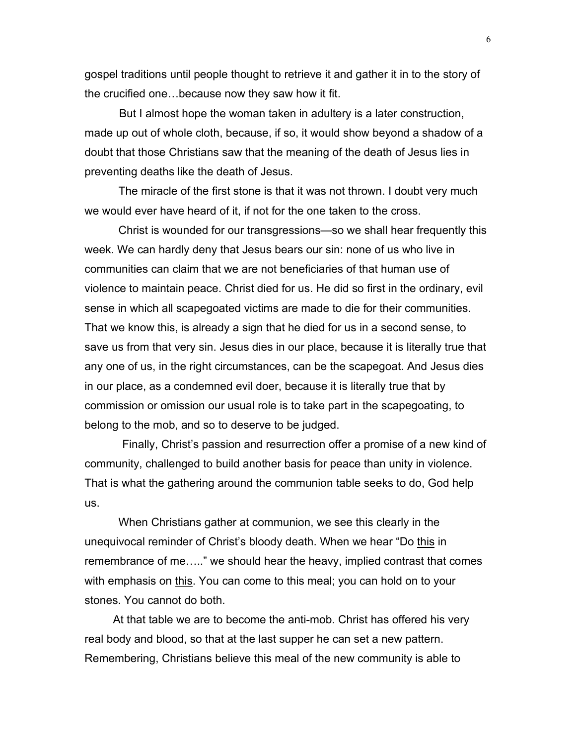gospel traditions until people thought to retrieve it and gather it in to the story of the crucified one…because now they saw how it fit.

But I almost hope the woman taken in adultery is a later construction, made up out of whole cloth, because, if so, it would show beyond a shadow of a doubt that those Christians saw that the meaning of the death of Jesus lies in preventing deaths like the death of Jesus.

The miracle of the first stone is that it was not thrown. I doubt very much we would ever have heard of it, if not for the one taken to the cross.

Christ is wounded for our transgressions—so we shall hear frequently this week. We can hardly deny that Jesus bears our sin: none of us who live in communities can claim that we are not beneficiaries of that human use of violence to maintain peace. Christ died for us. He did so first in the ordinary, evil sense in which all scapegoated victims are made to die for their communities. That we know this, is already a sign that he died for us in a second sense, to save us from that very sin. Jesus dies in our place, because it is literally true that any one of us, in the right circumstances, can be the scapegoat. And Jesus dies in our place, as a condemned evil doer, because it is literally true that by commission or omission our usual role is to take part in the scapegoating, to belong to the mob, and so to deserve to be judged.

Finally, Christ's passion and resurrection offer a promise of a new kind of community, challenged to build another basis for peace than unity in violence. That is what the gathering around the communion table seeks to do, God help us.

When Christians gather at communion, we see this clearly in the unequivocal reminder of Christ's bloody death. When we hear "Do <u>this</u> in remembrance of me….." we should hear the heavy, implied contrast that comes with emphasis on <u>this</u>. You can come to this meal; you can hold on to your stones. You cannot do both.

At that table we are to become the anti-mob. Christ has offered his very real body and blood, so that at the last supper he can set a new pattern. Remembering, Christians believe this meal of the new community is able to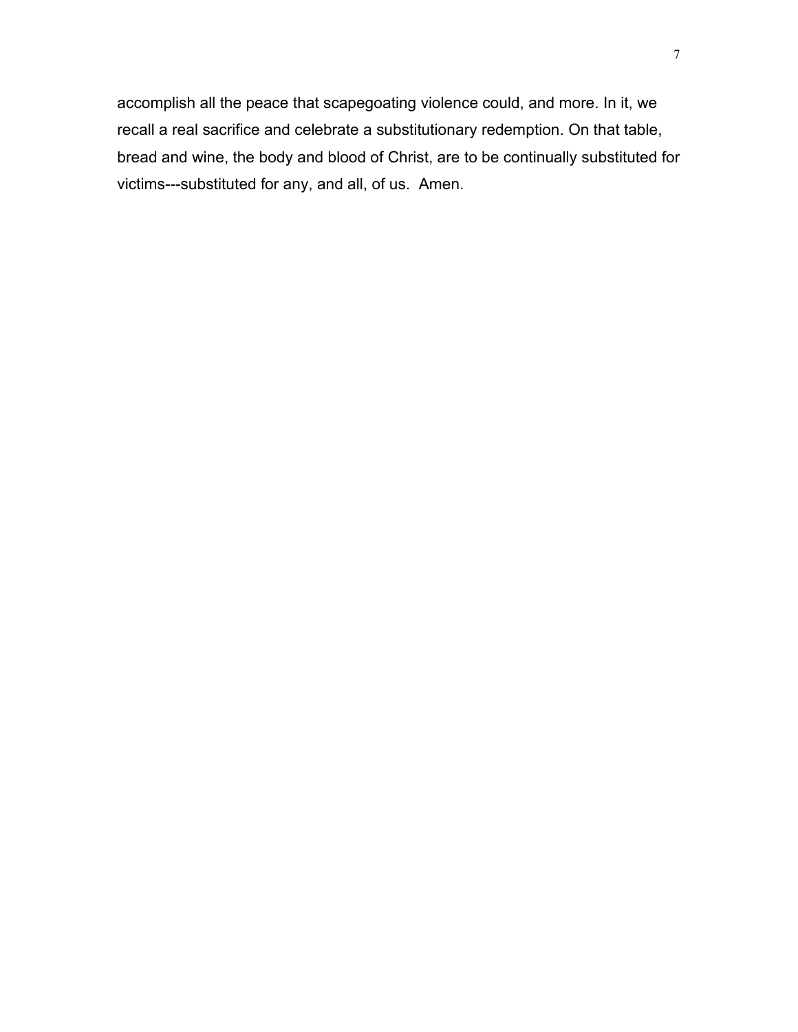accomplish all the peace that scapegoating violence could, and more. In it, we recall a real sacrifice and celebrate a substitutionary redemption. On that table, bread and wine, the body and blood of Christ, are to be continually substituted for victims---substituted for any, and all, of us. Amen.